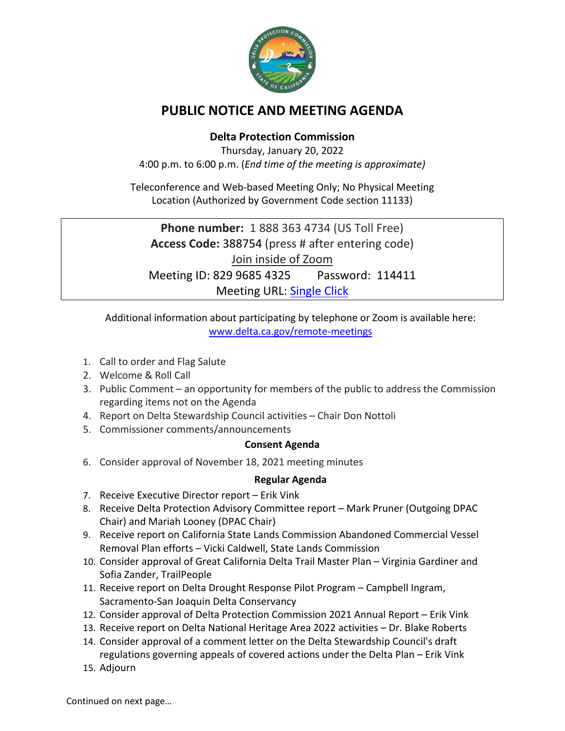# PUBLIC NOTICE AND MEETING AGENDA

**Delta Protection Commission**

Thursday, January 20, 2022

4:00 p.m. to 6:00 p.m. (*End time of the meeting is approximate)*

Teleconference and Web-based Meeting Only; No Physical Meeting Location (Authorized by Government Code section 11133)

**Phone number:** 1 888 363 4734 (US Toll Free)

**Access Code:** 388754 (press # after entering code)

Join inside of Zoom

Meeting ID: 829 9685 4325    Password: 114411

Meeting URL: Single Click

Additional information about participating by telephone or Zoom is available here: www.delta.ca.gov/remote-meetings

1. Call to order and Flag Salute
2. Welcome & Roll Call
3. Public Comment – an opportunity for members of the public to address the Commission regarding items not on the Agenda
4. Report on Delta Stewardship Council activities – Chair Don Nottoli
5. Commissioner comments/announcements

**Consent Agenda**

6. Consider approval of November 18, 2021 meeting minutes

**Regular Agenda**

7. Receive Executive Director report – Erik Vink
8. Receive Delta Protection Advisory Committee report – Mark Pruner (Outgoing DPAC Chair) and Mariah Looney (DPAC Chair)
9. Receive report on California State Lands Commission Abandoned Commercial Vessel Removal Plan efforts – Vicki Caldwell, State Lands Commission
10. Consider approval of Great California Delta Trail Master Plan – Virginia Gardiner and Sofia Zander, TrailPeople
11. Receive report on Delta Drought Response Pilot Program – Campbell Ingram, Sacramento-San Joaquin Delta Conservancy
12. Consider approval of Delta Protection Commission 2021 Annual Report – Erik Vink
13. Receive report on Delta National Heritage Area 2022 activities – Dr. Blake Roberts
14. Consider approval of a comment letter on the Delta Stewardship Council's draft regulations governing appeals of covered actions under the Delta Plan – Erik Vink
15. Adjourn

Continued on next page…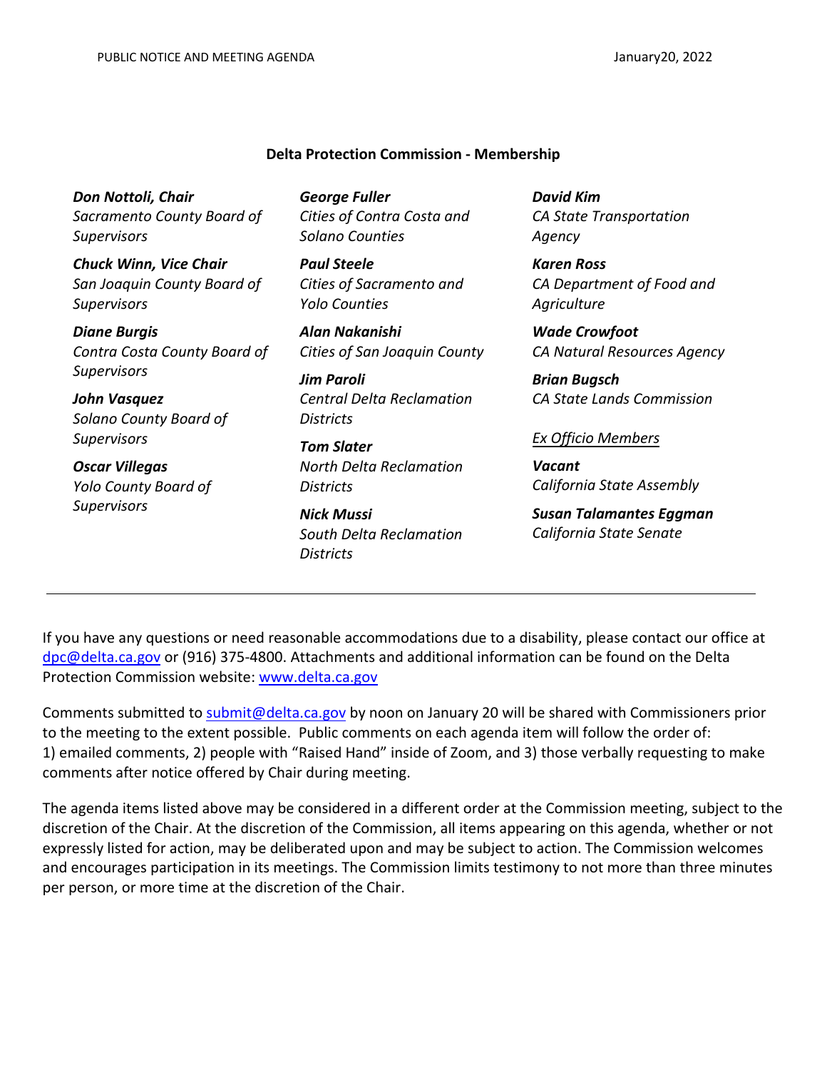**Delta Protection Commission - Membership**

***Don Nottoli, Chair***
*Sacramento County Board of Supervisors*

***Chuck Winn, Vice Chair***
*San Joaquin County Board of Supervisors*

***Diane Burgis***
*Contra Costa County Board of Supervisors*

***John Vasquez***
*Solano County Board of Supervisors*

***Oscar Villegas***
*Yolo County Board of Supervisors*

***George Fuller***
*Cities of Contra Costa and Solano Counties*

***Paul Steele***
*Cities of Sacramento and Yolo Counties*

***Alan Nakanishi***
*Cities of San Joaquin County*

***Jim Paroli***
*Central Delta Reclamation Districts*

***Tom Slater***
*North Delta Reclamation Districts*

***Nick Mussi***
*South Delta Reclamation Districts*

***David Kim***
*CA State Transportation Agency*

***Karen Ross***
*CA Department of Food and Agriculture*

***Wade Crowfoot***
*CA Natural Resources Agency*

***Brian Bugsch***
*CA State Lands Commission*

*Ex Officio Members*

***Vacant***
*California State Assembly*

***Susan Talamantes Eggman***
*California State Senate*

---

If you have any questions or need reasonable accommodations due to a disability, please contact our office at dpc@delta.ca.gov or (916) 375-4800. Attachments and additional information can be found on the Delta Protection Commission website: www.delta.ca.gov

Comments submitted to submit@delta.ca.gov by noon on January 20 will be shared with Commissioners prior to the meeting to the extent possible. Public comments on each agenda item will follow the order of: 1) emailed comments, 2) people with "Raised Hand" inside of Zoom, and 3) those verbally requesting to make comments after notice offered by Chair during meeting.

The agenda items listed above may be considered in a different order at the Commission meeting, subject to the discretion of the Chair. At the discretion of the Commission, all items appearing on this agenda, whether or not expressly listed for action, may be deliberated upon and may be subject to action. The Commission welcomes and encourages participation in its meetings. The Commission limits testimony to not more than three minutes per person, or more time at the discretion of the Chair.